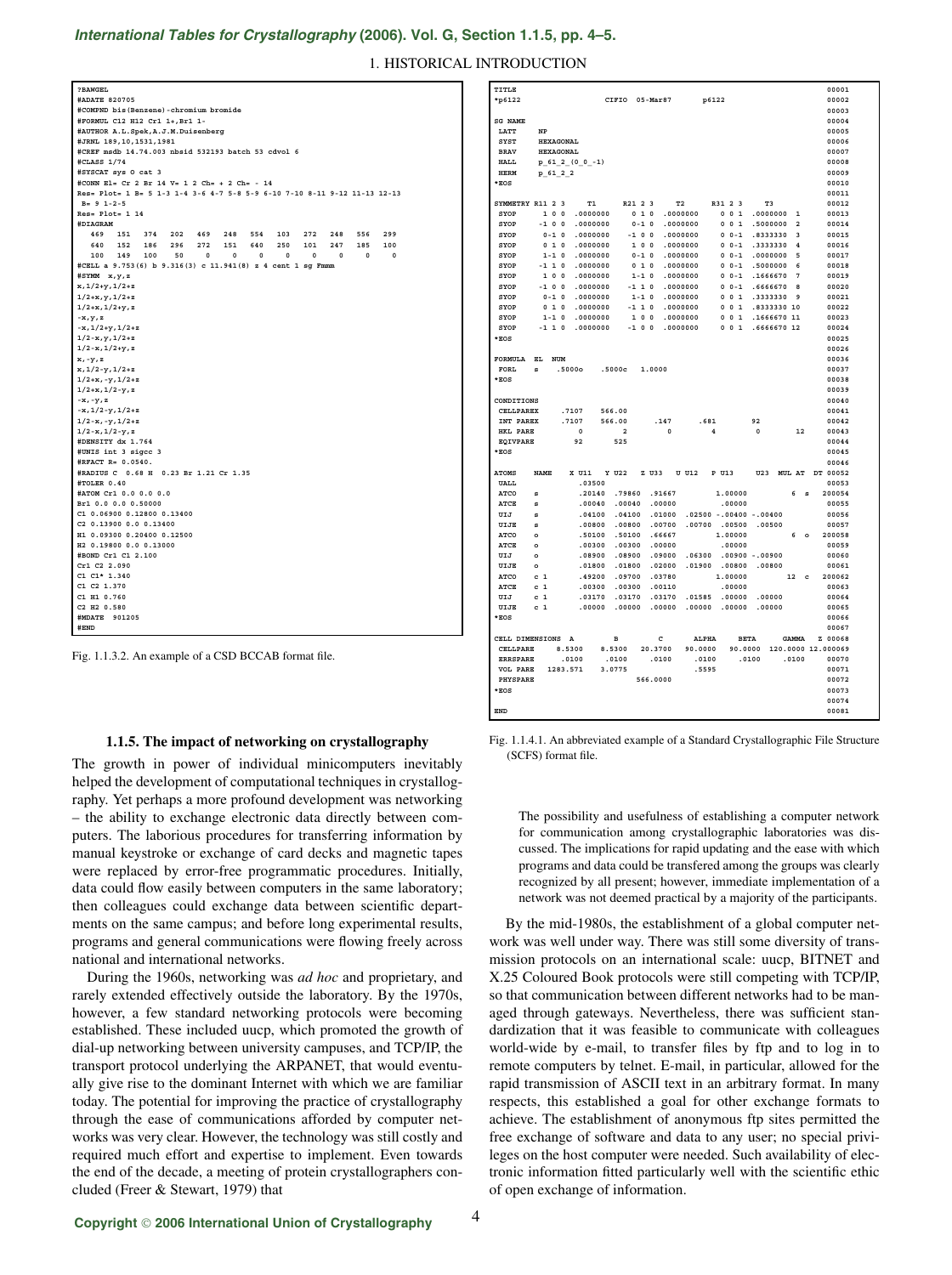```
?BAWGEL
#ADATE 820705
#COMPND bis(Benzene)-chromium bromide
#FORMUL C12 H12 Cr1 1+,Br1 1-
#AUTHOR A.L.Spek,A.J.M.Duisenberg
#JRNL 189,10,1531,1981
#CREF msdb 14.74.003 nbsid 532193 batch 53 cdvol 6
#CLASS 1/74
#SYSCAT sys O cat 3
#CONN El= Cr 2 Br 14 V= 1 2 Ch= + 2 Ch= - 14
Res= Plot= 1 B= 5 1-3 1-4 3-6 4-7 5-8 5-9 6-10 7-10 8-11 9-12 11-13 12-13
 B= 9 1-2-5
Res= Plot= 1 14
#DIAGRAM
  469   151   374   202   469   248   554   103   272   248   556   299
  640   152   186   296   272   151   640   250   101   247   185   100
  100   149   100    50     0     0     0     0     0     0     0     0
#CELL a 9.753(6) b 9.316(3) c 11.941(8) z 4 cent 1 sg Fmmm
#SYMM  x,y,z
x,1/2+y,1/2+z
1/2+x,y,1/2+z
1/2+x,1/2+y,z
-x,y,z
-x,1/2+y,1/2+z
1/2-x,y,1/2+z
1/2-x,1/2+y,z
x,-y,z
x,1/2-y,1/2+z
1/2+x,-y,1/2+z
1/2+x,1/2-y,z
-x,-y,z
-x,1/2-y,1/2+z
1/2-x,-y,1/2+z
1/2-x,1/2-y,z
#DENSITY dx 1.764
#UNIS int 3 sigcc 3
#RFACT R= 0.0540.
#RADIUS C  0.68 H  0.23 Br 1.21 Cr 1.35
#TOLER 0.40
#ATOM Cr1 0.0 0.0 0.0
Br1 0.0 0.0 0.50000
C1 0.06900 0.12800 0.13400
C2 0.13900 0.0 0.13400
H1 0.09300 0.20400 0.12500
H2 0.19800 0.0 0.13000
#BOND Cr1 C1 2.100
Cr1 C2 2.090
C1 C1* 1.340
C1 C2 1.370
C1 H1 0.760
C2 H2 0.580
#MDATE  901205
#END
```

Fig. 1.1.3.2. An example of a CSD BCCAB format file.

```
TITLE                                                                          00001
*p6122                    CIFIO  05-Mar87        p6122                         00002
                                                                               00003
SG NAME                                                                        00004
 LATT     NP                                                                   00005
 SYST     HEXAGONAL                                                            00006
 BRAV     HEXAGONAL                                                            00007
 HALL     p_61_2_(0_0_-1)                                                      00008
 HERM     p_61_2_2                                                             00009
*EOS                                                                           00010
                                                                               00011
SYMMETRY R11 2 3     T1       R21 2 3     T2      R31 2 3     T3               00012
 SYOP     1 0 0  .0000000     0 1 0  .0000000     0 0 1  .0000000  1           00013
 SYOP    -1 0 0  .0000000     0-1 0  .0000000     0 0 1  .5000000  2           00014
 SYOP     0-1 0  .0000000    -1 0 0  .0000000     0 0-1  .8333330  3           00015
 SYOP     0 1 0  .0000000     1 0 0  .0000000     0 0-1  .3333330  4           00016
 SYOP     1-1 0  .0000000     0-1 0  .0000000     0 0-1  .0000000  5           00017
 SYOP    -1 1 0  .0000000     0 1 0  .0000000     0 0-1  .5000000  6           00018
 SYOP     1 0 0  .0000000     1-1 0  .0000000     0 0-1  .1666670  7           00019
 SYOP    -1 0 0  .0000000    -1 1 0  .0000000     0 0-1  .6666670  8           00020
 SYOP     0-1 0  .0000000     1-1 0  .0000000     0 0 1  .3333330  9           00021
 SYOP     0 1 0  .0000000    -1 1 0  .0000000     0 0 1  .8333330 10           00022
 SYOP     1-1 0  .0000000     1 0 0  .0000000     0 0 1  .1666670 11           00023
 SYOP    -1 1 0  .0000000    -1 0 0  .0000000     0 0 1  .6666670 12           00024
*EOS                                                                           00025
                                                                               00026
FORMULA  EL  NUM                                                               00036
 FORL     s    .5000o    .5000c    1.0000                                      00037
*EOS                                                                           00038
                                                                               00039
CONDITIONS                                                                     00040
 CELLPAREX       .7107     566.00                                              00041
 INT PAREX       .7107     566.00      .147       .681         92              00042
 HKL PARE          0          2          0          4          0        12     00043
 EQIVPARE         92        525                                                00044
*EOS                                                                           00045
                                                                               00046
ATOMS    NAME    X U11   Y U22   Z U33   U U12   P U13     U23  MUL AT  DT 00052
 UALL             .03500                                                       00053
 ATCO     s       .20140  .79860  .91667           1.00000          6  s  200054
 ATCE     s       .00040  .00040  .00000            .00000                     00055
 UIJ      s       .04100  .04100  .01000  .02500 -.00400 -.00400               00056
 UIJE     s       .00800  .00800  .00700  .00700  .00500  .00500               00057
 ATCO     o       .50100  .50100  .66667           1.00000          6  o  200058
 ATCE     o       .00300  .00300  .00000            .00000                     00059
 UIJ      o       .08900  .08900  .09000  .06300  .00900 -.00900               00060
 UIJE     o       .01800  .01800  .02000  .01900  .00800  .00800               00061
 ATCO     c 1     .49200  .09700  .03780           1.00000         12  c  200062
 ATCE     c 1     .00300  .00300  .00110            .00000                     00063
 UIJ      c 1     .03170  .03170  .03170  .01585  .00000  .00000               00064
 UIJE     c 1     .00000  .00000  .00000  .00000  .00000  .00000               00065
*EOS                                                                           00066
                                                                               00067
CELL DIMENSIONS  A          B          C       ALPHA     BETA     GAMMA   Z 00068
 CELLPARE      8.5300     8.5300    20.3700   90.0000   90.0000 120.0000 12.000069
 ERRSPARE       .0100      .0100      .0100     .0100     .0100     .0100     00070
 VOL PARE   1283.571     3.0775                .5595                          00071
 PHYSPARE                          566.0000                                    00072
*EOS                                                                           00073
                                                                               00074
END                                                                            00081
```

Fig. 1.1.4.1. An abbreviated example of a Standard Crystallographic File Structure (SCFS) format file.

### 1.1.5. The impact of networking on crystallography

The growth in power of individual minicomputers inevitably helped the development of computational techniques in crystallography. Yet perhaps a more profound development was networking – the ability to exchange electronic data directly between computers. The laborious procedures for transferring information by manual keystroke or exchange of card decks and magnetic tapes were replaced by error-free programmatic procedures. Initially, data could flow easily between computers in the same laboratory; then colleagues could exchange data between scientific departments on the same campus; and before long experimental results, programs and general communications were flowing freely across national and international networks.

During the 1960s, networking was *ad hoc* and proprietary, and rarely extended effectively outside the laboratory. By the 1970s, however, a few standard networking protocols were becoming established. These included uucp, which promoted the growth of dial-up networking between university campuses, and TCP/IP, the transport protocol underlying the ARPANET, that would eventually give rise to the dominant Internet with which we are familiar today. The potential for improving the practice of crystallography through the ease of communications afforded by computer networks was very clear. However, the technology was still costly and required much effort and expertise to implement. Even towards the end of the decade, a meeting of protein crystallographers concluded (Freer & Stewart, 1979) that

> The possibility and usefulness of establishing a computer network for communication among crystallographic laboratories was discussed. The implications for rapid updating and the ease with which programs and data could be transfered among the groups was clearly recognized by all present; however, immediate implementation of a network was not deemed practical by a majority of the participants.

By the mid-1980s, the establishment of a global computer network was well under way. There was still some diversity of transmission protocols on an international scale: uucp, BITNET and X.25 Coloured Book protocols were still competing with TCP/IP, so that communication between different networks had to be managed through gateways. Nevertheless, there was sufficient standardization that it was feasible to communicate with colleagues world-wide by e-mail, to transfer files by ftp and to log in to remote computers by telnet. E-mail, in particular, allowed for the rapid transmission of ASCII text in an arbitrary format. In many respects, this established a goal for other exchange formats to achieve. The establishment of anonymous ftp sites permitted the free exchange of software and data to any user; no special privileges on the host computer were needed. Such availability of electronic information fitted particularly well with the scientific ethic of open exchange of information.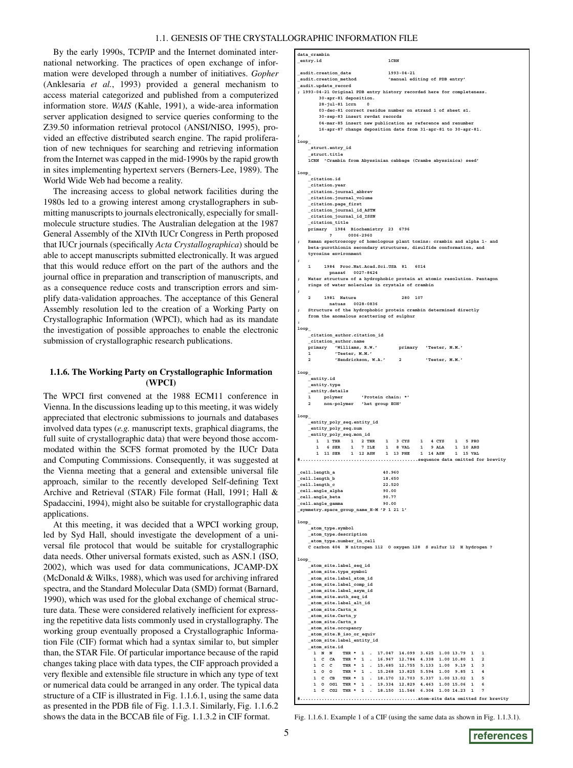By the early 1990s, TCP/IP and the Internet dominated international networking. The practices of open exchange of information were developed through a number of initiatives. *Gopher* (Anklesaria *et al.*, 1993) provided a general mechanism to access material categorized and published from a computerized information store. *WAIS* (Kahle, 1991), a wide-area information server application designed to service queries conforming to the Z39.50 information retrieval protocol (ANSI/NISO, 1995), provided an effective distributed search engine. The rapid proliferation of new techniques for searching and retrieving information from the Internet was capped in the mid-1990s by the rapid growth in sites implementing hypertext servers (Berners-Lee, 1989). The World Wide Web had become a reality.

The increasing access to global network facilities during the 1980s led to a growing interest among crystallographers in submitting manuscripts to journals electronically, especially for small-molecule structure studies. The Australian delegation at the 1987 General Assembly of the XIVth IUCr Congress in Perth proposed that IUCr journals (specifically *Acta Crystallographica*) should be able to accept manuscripts submitted electronically. It was argued that this would reduce effort on the part of the authors and the journal office in preparation and transcription of manuscripts, and as a consequence reduce costs and transcription errors and simplify data-validation approaches. The acceptance of this General Assembly resolution led to the creation of a Working Party on Crystallographic Information (WPCI), which had as its mandate the investigation of possible approaches to enable the electronic submission of crystallographic research publications.

## 1.1.6. The Working Party on Crystallographic Information (WPCI)

The WPCI first convened at the 1988 ECM11 conference in Vienna. In the discussions leading up to this meeting, it was widely appreciated that electronic submissions to journals and databases involved data types (*e.g.* manuscript texts, graphical diagrams, the full suite of crystallographic data) that were beyond those accommodated within the SCFS format promoted by the IUCr Data and Computing Commissions. Consequently, it was suggested at the Vienna meeting that a general and extensible universal file approach, similar to the recently developed Self-defining Text Archive and Retrieval (STAR) File format (Hall, 1991; Hall & Spadaccini, 1994), might also be suitable for crystallographic data applications.

At this meeting, it was decided that a WPCI working group, led by Syd Hall, should investigate the development of a universal file protocol that would be suitable for crystallographic data needs. Other universal formats existed, such as ASN.1 (ISO, 2002), which was used for data communications, JCAMP-DX (McDonald & Wilks, 1988), which was used for archiving infrared spectra, and the Standard Molecular Data (SMD) format (Barnard, 1990), which was used for the global exchange of chemical structure data. These were considered relatively inefficient for expressing the repetitive data lists commonly used in crystallography. The working group eventually proposed a Crystallographic Information File (CIF) format which had a syntax similar to, but simpler than, the STAR File. Of particular importance because of the rapid changes taking place with data types, the CIF approach provided a very flexible and extensible file structure in which any type of text or numerical data could be arranged in any order. The typical data structure of a CIF is illustrated in Fig. 1.1.6.1, using the same data as presented in the PDB file of Fig. 1.1.3.1. Similarly, Fig. 1.1.6.2 shows the data in the BCCAB file of Fig. 1.1.3.2 in CIF format.

```
data_crambin
_entry.id                          1CRN

_audit.creation_date               1993-04-21
_audit.creation_method             'manual editing of PDB entry'
_audit.update_record
; 1993-04-21 Original PDB entry history recorded here for completeness.
        30-apr-81 deposition.
        28-jul-81 1crn    0
        03-dec-81 correct residue number on strand 1 of sheet s1.
        30-sep-83 insert revdat records
        04-mar-85 insert new publication as reference and renumber
        16-apr-87 change deposition date from 31-apr-81 to 30-apr-81.
;
loop_
    _struct.entry_id
    _struct.title
    1CRN  'Crambin from Abyssinian cabbage (Crambe abyssinica) seed'

loop_
    _citation.id
    _citation.year
    _citation.journal_abbrev
    _citation.journal_volume
    _citation.page_first
    _citation_journal_id_ASTM
    _citation_journal_id_ISSN
    _citation_title
    primary   1984  Biochemistry  23  6796
          ?        0006-2960
;   Raman spectroscopy of homologous plant toxins: crambin and alpha 1- and
    beta-purothionin secondary structures, disulfide conformation, and
    tyrosine environment
;
    1      1984  Proc.Nat.Acad.Sci.USA  81   6014
           pnasa6   0027-8424
;   Water structure of a hydrophobic protein at atomic resolution. Pentagon
    rings of water molecules in crystals of crambin
;
    2      1981  Nature                 280  107
           natuas   0028-0836
;   Structure of the hydrophobic protein crambin determined directly
    from the anomalous scattering of sulphur
;
loop_
    _citation_author.citation_id
    _citation_author.name
    primary    'Williams, R.W.'        primary   'Teeter, M.M.'
    1          'Teeter, M.M.'
    2          'Hendrickson, W.A.'     2         'Teeter, M.M.'

loop_
    _entity.id
    _entity.type
    _entity.details
    1     polymer       'Protein chain: *'
    2     non-polymer   'het group EOH'

loop_
    _entity_poly_seq.entity_id
    _entity_poly_seq.num
    _entity_poly_seq.mon_id
       1   1 THR    1   2 THR    1   3 CYS    1   4 CYS    1   5 PRO
       1   6 SER    1   7 ILE    1   8 VAL    1   9 ALA    1  10 ARG
       1  11 SER    1  12 ASN    1  13 PHE    1  14 ASN    1  15 VAL
#............................................sequence data omitted for brevity

_cell.length_a                     40.960
_cell.length_b                     18.650
_cell.length_c                     22.520
_cell.angle_alpha                  90.00
_cell.angle_beta                   90.77
_cell.angle_gamma                  90.00
_symmetry.space_group_name_H-M 'P 1 21 1'

loop_
    _atom_type.symbol
    _atom_type.description
    _atom_type.number_in_cell
    C carbon 404  N nitrogen 112  O oxygen 128  S sulfur 12  H hydrogen ?

loop_
    _atom_site.label_seq_id
    _atom_site.type_symbol
    _atom_site.label_atom_id
    _atom_site.label_comp_id
    _atom_site.label_asym_id
    _atom_site.auth_seq_id
    _atom_site.label_alt_id
    _atom_site.Cartn_x
    _atom_site.Cartn_y
    _atom_site.Cartn_z
    _atom_site.occupancy
    _atom_site.B_iso_or_equiv
    _atom_site.label_entity_id
    _atom_site.id
      1  N  N    THR *  1  .  17.047  14.099  3.625  1.00 13.79  1   1
      1  C  CA   THR *  1  .  16.967  12.784  4.338  1.00 10.80  1   2
      1  C  C    THR *  1  .  15.685  12.755  5.133  1.00  9.19  1   3
      1  O  O    THR *  1  .  15.268  13.825  5.594  1.00  9.85  1   4
      1  C  CB   THR *  1  .  18.170  12.703  5.337  1.00 13.02  1   5
      1  O  OG1  THR *  1  .  19.334  12.829  4.463  1.00 15.06  1   6
      1  C  CG2  THR *  1  .  18.150  11.546  6.304  1.00 14.23  1   7
#............................................atom-site data omitted for brevity
```

Fig. 1.1.6.1. Example 1 of a CIF (using the same data as shown in Fig. 1.1.3.1).